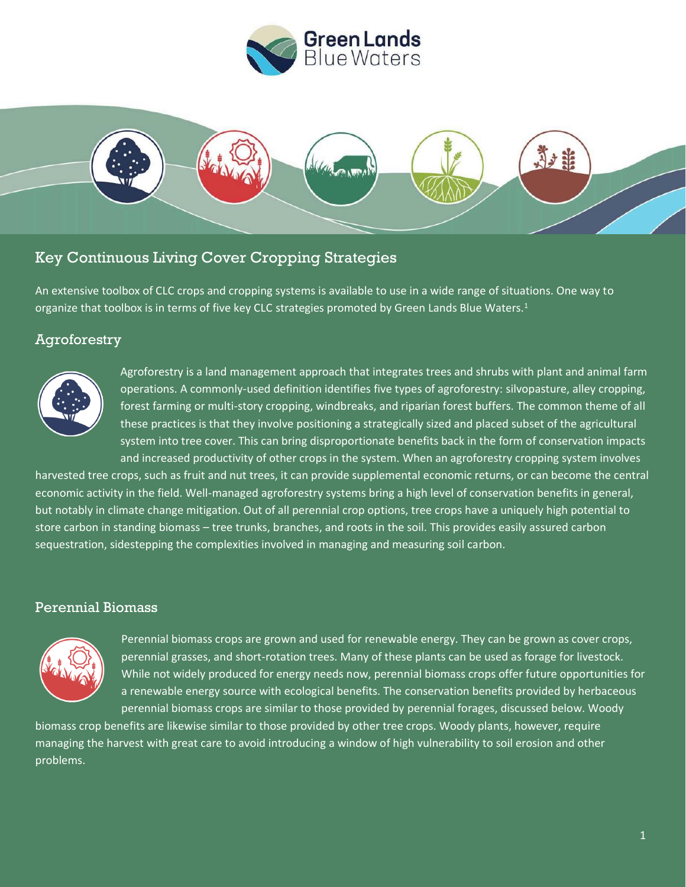# Key Continuous Living Cover Cropping Strategies

An extensive toolbox of CLC crops and cropping systems is available to use in a wide range of situations. One way to organize that toolbox is in terms of five key CLC strategies promoted by Green Lands Blue Waters.[1]

## Agroforestry

Agroforestry is a land management approach that integrates trees and shrubs with plant and animal farm operations. A commonly-used definition identifies five types of agroforestry: silvopasture, alley cropping, forest farming or multi-story cropping, windbreaks, and riparian forest buffers. The common theme of all these practices is that they involve positioning a strategically sized and placed subset of the agricultural system into tree cover. This can bring disproportionate benefits back in the form of conservation impacts and increased productivity of other crops in the system. When an agroforestry cropping system involves harvested tree crops, such as fruit and nut trees, it can provide supplemental economic returns, or can become the central economic activity in the field. Well-managed agroforestry systems bring a high level of conservation benefits in general, but notably in climate change mitigation. Out of all perennial crop options, tree crops have a uniquely high potential to store carbon in standing biomass – tree trunks, branches, and roots in the soil. This provides easily assured carbon sequestration, sidestepping the complexities involved in managing and measuring soil carbon.

## Perennial Biomass

Perennial biomass crops are grown and used for renewable energy. They can be grown as cover crops, perennial grasses, and short-rotation trees. Many of these plants can be used as forage for livestock. While not widely produced for energy needs now, perennial biomass crops offer future opportunities for a renewable energy source with ecological benefits. The conservation benefits provided by herbaceous perennial biomass crops are similar to those provided by perennial forages, discussed below. Woody biomass crop benefits are likewise similar to those provided by other tree crops. Woody plants, however, require managing the harvest with great care to avoid introducing a window of high vulnerability to soil erosion and other problems.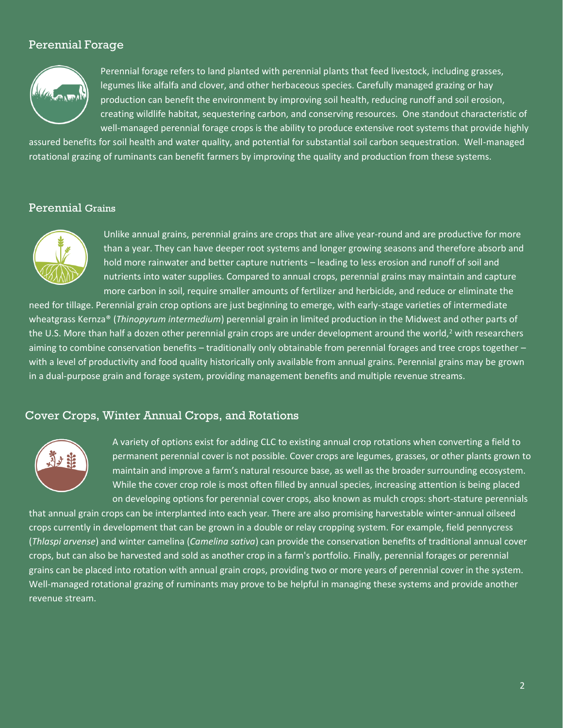## Perennial Forage

Perennial forage refers to land planted with perennial plants that feed livestock, including grasses, legumes like alfalfa and clover, and other herbaceous species. Carefully managed grazing or hay production can benefit the environment by improving soil health, reducing runoff and soil erosion, creating wildlife habitat, sequestering carbon, and conserving resources. One standout characteristic of well-managed perennial forage crops is the ability to produce extensive root systems that provide highly assured benefits for soil health and water quality, and potential for substantial soil carbon sequestration. Well-managed rotational grazing of ruminants can benefit farmers by improving the quality and production from these systems.

## Perennial Grains

Unlike annual grains, perennial grains are crops that are alive year-round and are productive for more than a year. They can have deeper root systems and longer growing seasons and therefore absorb and hold more rainwater and better capture nutrients – leading to less erosion and runoff of soil and nutrients into water supplies. Compared to annual crops, perennial grains may maintain and capture more carbon in soil, require smaller amounts of fertilizer and herbicide, and reduce or eliminate the need for tillage. Perennial grain crop options are just beginning to emerge, with early-stage varieties of intermediate wheatgrass Kernza® (*Thinopyrum intermedium*) perennial grain in limited production in the Midwest and other parts of the U.S. More than half a dozen other perennial grain crops are under development around the world,[2] with researchers aiming to combine conservation benefits – traditionally only obtainable from perennial forages and tree crops together – with a level of productivity and food quality historically only available from annual grains. Perennial grains may be grown in a dual-purpose grain and forage system, providing management benefits and multiple revenue streams.

## Cover Crops, Winter Annual Crops, and Rotations

A variety of options exist for adding CLC to existing annual crop rotations when converting a field to permanent perennial cover is not possible. Cover crops are legumes, grasses, or other plants grown to maintain and improve a farm's natural resource base, as well as the broader surrounding ecosystem. While the cover crop role is most often filled by annual species, increasing attention is being placed on developing options for perennial cover crops, also known as mulch crops: short-stature perennials that annual grain crops can be interplanted into each year. There are also promising harvestable winter-annual oilseed crops currently in development that can be grown in a double or relay cropping system. For example, field pennycress (*Thlaspi arvense*) and winter camelina (*Camelina sativa*) can provide the conservation benefits of traditional annual cover crops, but can also be harvested and sold as another crop in a farm's portfolio. Finally, perennial forages or perennial grains can be placed into rotation with annual grain crops, providing two or more years of perennial cover in the system. Well-managed rotational grazing of ruminants may prove to be helpful in managing these systems and provide another revenue stream.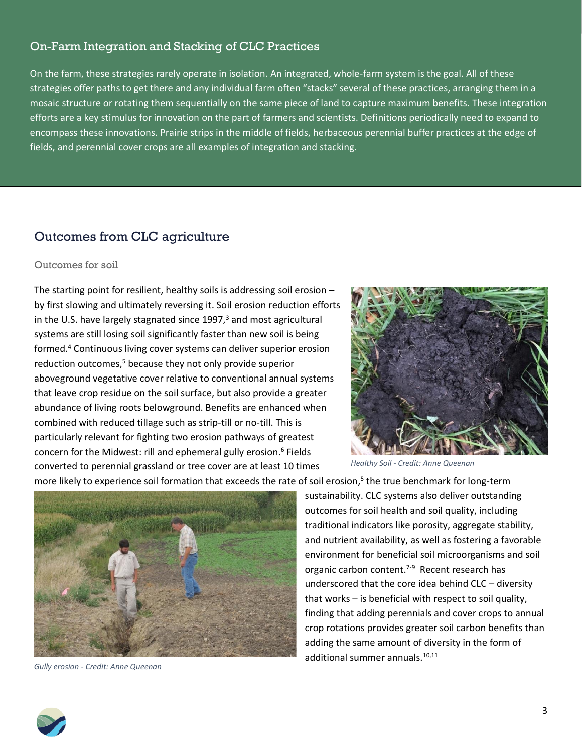## On-Farm Integration and Stacking of CLC Practices

On the farm, these strategies rarely operate in isolation. An integrated, whole-farm system is the goal. All of these strategies offer paths to get there and any individual farm often "stacks" several of these practices, arranging them in a mosaic structure or rotating them sequentially on the same piece of land to capture maximum benefits. These integration efforts are a key stimulus for innovation on the part of farmers and scientists. Definitions periodically need to expand to encompass these innovations. Prairie strips in the middle of fields, herbaceous perennial buffer practices at the edge of fields, and perennial cover crops are all examples of integration and stacking.

## Outcomes from CLC agriculture

### Outcomes for soil

The starting point for resilient, healthy soils is addressing soil erosion – by first slowing and ultimately reversing it. Soil erosion reduction efforts in the U.S. have largely stagnated since 1997,[3] and most agricultural systems are still losing soil significantly faster than new soil is being formed.[4] Continuous living cover systems can deliver superior erosion reduction outcomes,[5] because they not only provide superior aboveground vegetative cover relative to conventional annual systems that leave crop residue on the soil surface, but also provide a greater abundance of living roots belowground. Benefits are enhanced when combined with reduced tillage such as strip-till or no-till. This is particularly relevant for fighting two erosion pathways of greatest concern for the Midwest: rill and ephemeral gully erosion.[6] Fields converted to perennial grassland or tree cover are at least 10 times more likely to experience soil formation that exceeds the rate of soil erosion,[5] the true benchmark for long-term sustainability. CLC systems also deliver outstanding outcomes for soil health and soil quality, including traditional indicators like porosity, aggregate stability, and nutrient availability, as well as fostering a favorable environment for beneficial soil microorganisms and soil organic carbon content.[7-9] Recent research has underscored that the core idea behind CLC – diversity that works – is beneficial with respect to soil quality, finding that adding perennials and cover crops to annual crop rotations provides greater soil carbon benefits than adding the same amount of diversity in the form of additional summer annuals.[10,11]

*Healthy Soil - Credit: Anne Queenan*

*Gully erosion - Credit: Anne Queenan*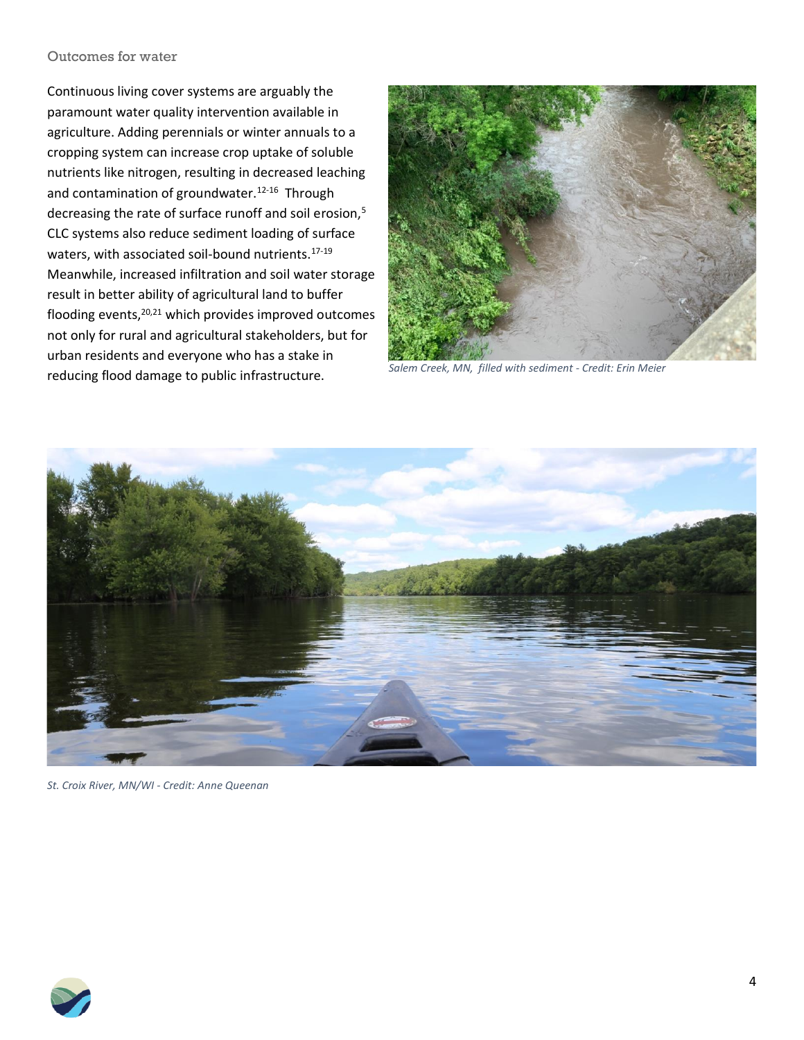## Outcomes for water

Continuous living cover systems are arguably the paramount water quality intervention available in agriculture. Adding perennials or winter annuals to a cropping system can increase crop uptake of soluble nutrients like nitrogen, resulting in decreased leaching and contamination of groundwater.[12-16] Through decreasing the rate of surface runoff and soil erosion,[5] CLC systems also reduce sediment loading of surface waters, with associated soil-bound nutrients.[17-19] Meanwhile, increased infiltration and soil water storage result in better ability of agricultural land to buffer flooding events,[20,21] which provides improved outcomes not only for rural and agricultural stakeholders, but for urban residents and everyone who has a stake in reducing flood damage to public infrastructure.

*Salem Creek, MN, filled with sediment - Credit: Erin Meier*

*St. Croix River, MN/WI - Credit: Anne Queenan*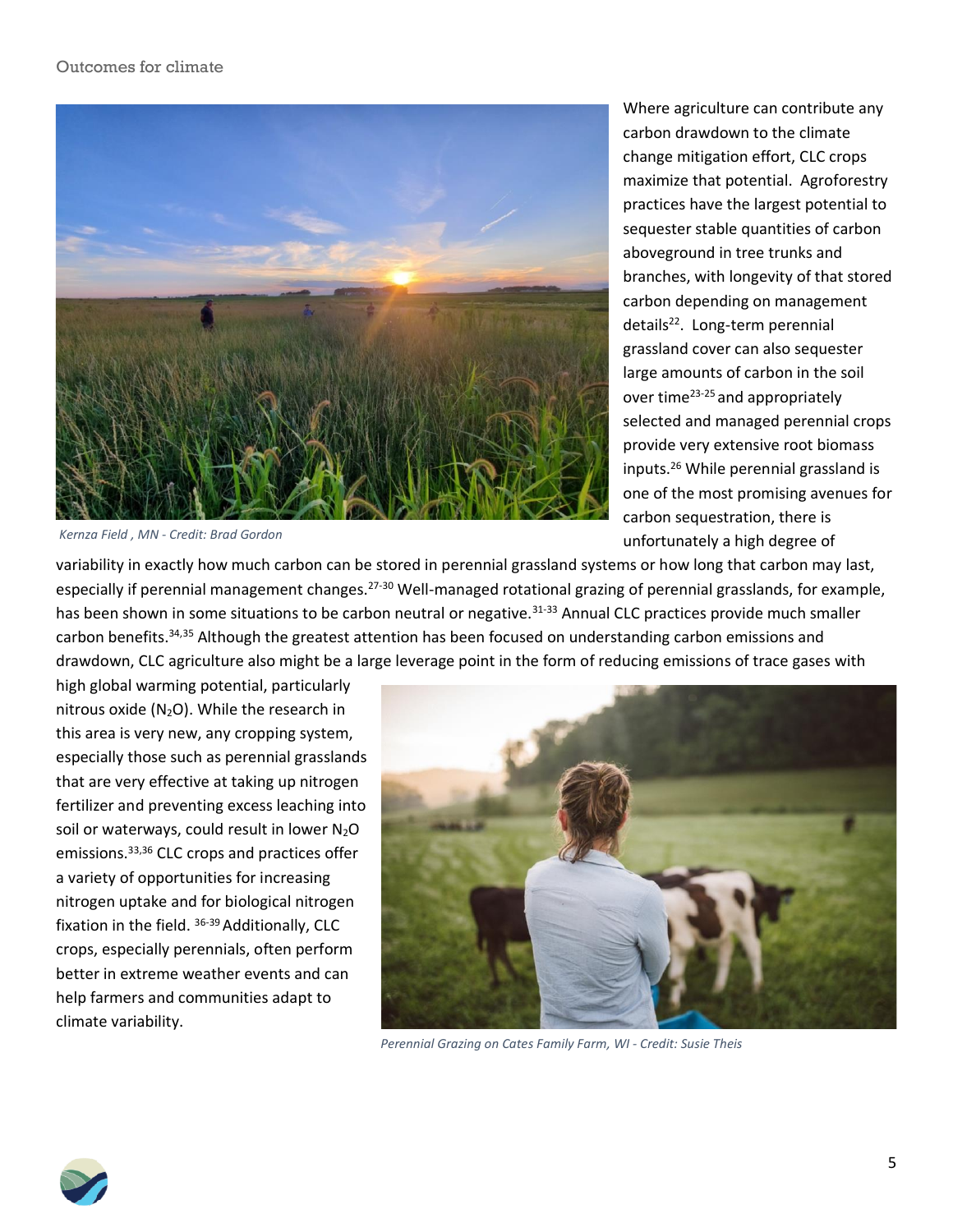Where agriculture can contribute any carbon drawdown to the climate change mitigation effort, CLC crops maximize that potential. Agroforestry practices have the largest potential to sequester stable quantities of carbon aboveground in tree trunks and branches, with longevity of that stored carbon depending on management details[22]. Long-term perennial grassland cover can also sequester large amounts of carbon in the soil over time[23-25] and appropriately selected and managed perennial crops provide very extensive root biomass inputs.[26] While perennial grassland is one of the most promising avenues for carbon sequestration, there is unfortunately a high degree of variability in exactly how much carbon can be stored in perennial grassland systems or how long that carbon may last, especially if perennial management changes.[27-30] Well-managed rotational grazing of perennial grasslands, for example, has been shown in some situations to be carbon neutral or negative.[31-33] Annual CLC practices provide much smaller carbon benefits.[34,35] Although the greatest attention has been focused on understanding carbon emissions and drawdown, CLC agriculture also might be a large leverage point in the form of reducing emissions of trace gases with high global warming potential, particularly nitrous oxide ($N_2O$). While the research in this area is very new, any cropping system, especially those such as perennial grasslands that are very effective at taking up nitrogen fertilizer and preventing excess leaching into soil or waterways, could result in lower $N_2O$ emissions.[33,36] CLC crops and practices offer a variety of opportunities for increasing nitrogen uptake and for biological nitrogen fixation in the field.[36-39] Additionally, CLC crops, especially perennials, often perform better in extreme weather events and can help farmers and communities adapt to climate variability.

*Kernza Field , MN - Credit: Brad Gordon*

*Perennial Grazing on Cates Family Farm, WI - Credit: Susie Theis*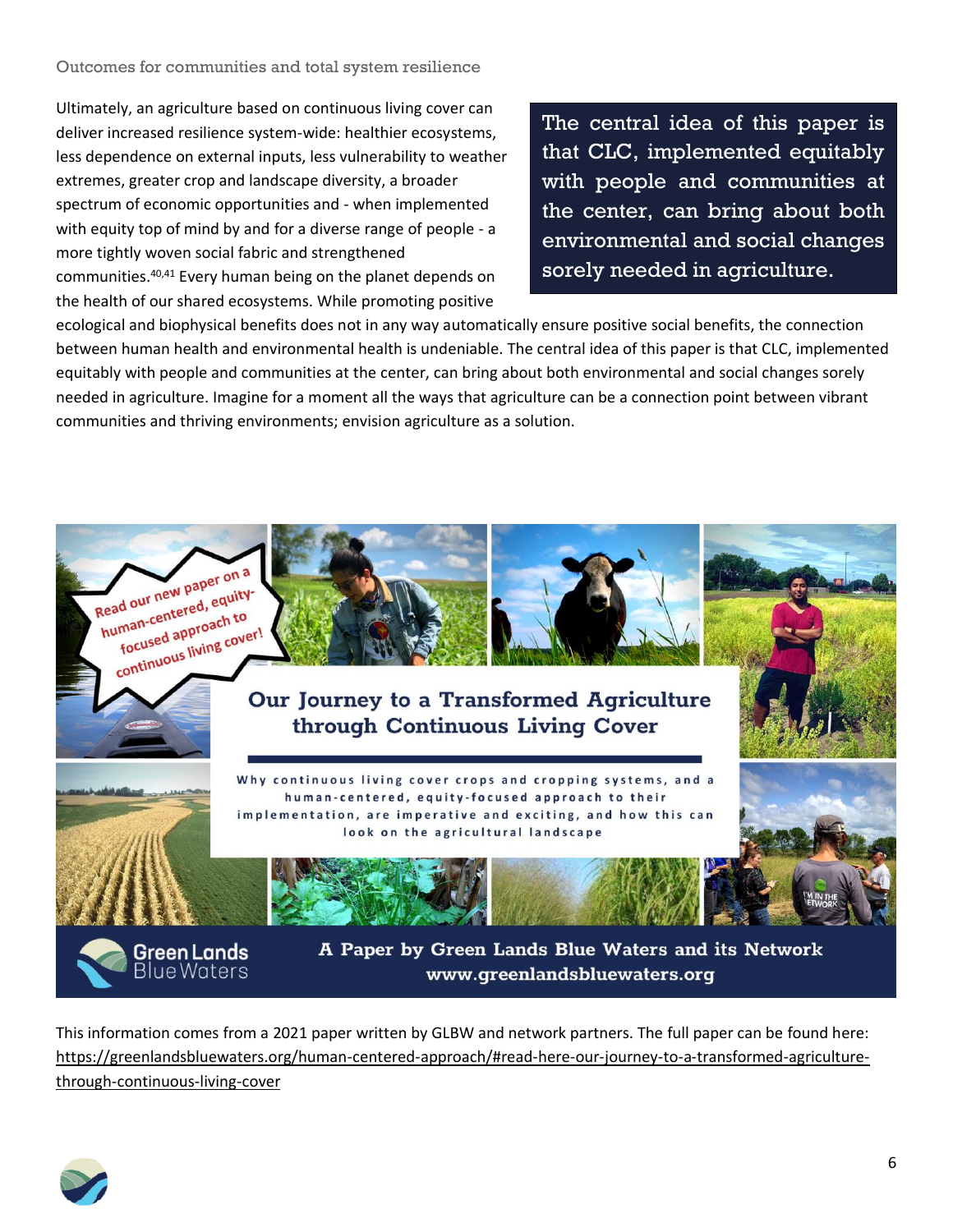### Outcomes for communities and total system resilience

> The central idea of this paper is that CLC, implemented equitably with people and communities at the center, can bring about both environmental and social changes sorely needed in agriculture.

Ultimately, an agriculture based on continuous living cover can deliver increased resilience system-wide: healthier ecosystems, less dependence on external inputs, less vulnerability to weather extremes, greater crop and landscape diversity, a broader spectrum of economic opportunities and - when implemented with equity top of mind by and for a diverse range of people - a more tightly woven social fabric and strengthened communities.[40,41] Every human being on the planet depends on the health of our shared ecosystems. While promoting positive ecological and biophysical benefits does not in any way automatically ensure positive social benefits, the connection between human health and environmental health is undeniable. The central idea of this paper is that CLC, implemented equitably with people and communities at the center, can bring about both environmental and social changes sorely needed in agriculture. Imagine for a moment all the ways that agriculture can be a connection point between vibrant communities and thriving environments; envision agriculture as a solution.

Read our new paper on a human-centered, equity-focused approach to continuous living cover!

**Our Journey to a Transformed Agriculture through Continuous Living Cover**

Why continuous living cover crops and cropping systems, and a human-centered, equity-focused approach to their implementation, are imperative and exciting, and how this can look on the agricultural landscape

Green Lands Blue Waters

**A Paper by Green Lands Blue Waters and its Network**
**www.greenlandsbluewaters.org**

This information comes from a 2021 paper written by GLBW and network partners. The full paper can be found here: https://greenlandsbluewaters.org/human-centered-approach/#read-here-our-journey-to-a-transformed-agriculture-through-continuous-living-cover